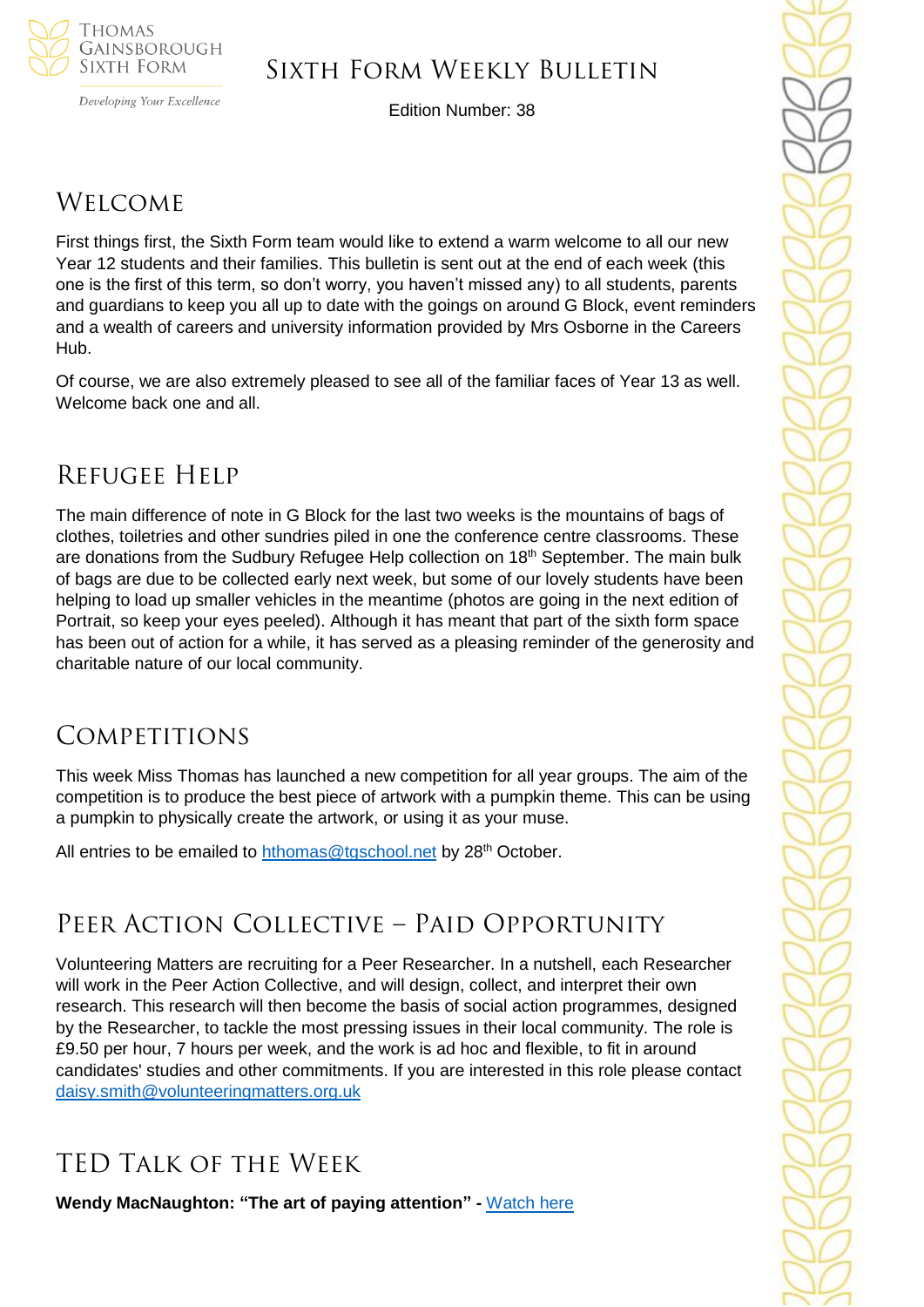# Sixth Form Weekly Bulletin

Edition Number: 38

## Welcome

First things first, the Sixth Form team would like to extend a warm welcome to all our new Year 12 students and their families. This bulletin is sent out at the end of each week (this one is the first of this term, so don't worry, you haven't missed any) to all students, parents and guardians to keep you all up to date with the goings on around G Block, event reminders and a wealth of careers and university information provided by Mrs Osborne in the Careers Hub.

Of course, we are also extremely pleased to see all of the familiar faces of Year 13 as well. Welcome back one and all.

## Refugee Help

The main difference of note in G Block for the last two weeks is the mountains of bags of clothes, toiletries and other sundries piled in one the conference centre classrooms. These are donations from the Sudbury Refugee Help collection on 18th September. The main bulk of bags are due to be collected early next week, but some of our lovely students have been helping to load up smaller vehicles in the meantime (photos are going in the next edition of Portrait, so keep your eyes peeled). Although it has meant that part of the sixth form space has been out of action for a while, it has served as a pleasing reminder of the generosity and charitable nature of our local community.

## Competitions

This week Miss Thomas has launched a new competition for all year groups. The aim of the competition is to produce the best piece of artwork with a pumpkin theme. This can be using a pumpkin to physically create the artwork, or using it as your muse.

All entries to be emailed to hthomas@tgschool.net by 28th October.

## Peer Action Collective – Paid Opportunity

Volunteering Matters are recruiting for a Peer Researcher. In a nutshell, each Researcher will work in the Peer Action Collective, and will design, collect, and interpret their own research. This research will then become the basis of social action programmes, designed by the Researcher, to tackle the most pressing issues in their local community. The role is £9.50 per hour, 7 hours per week, and the work is ad hoc and flexible, to fit in around candidates' studies and other commitments. If you are interested in this role please contact daisy.smith@volunteeringmatters.org.uk

## TED Talk of the Week

**Wendy MacNaughton: "The art of paying attention" -** Watch here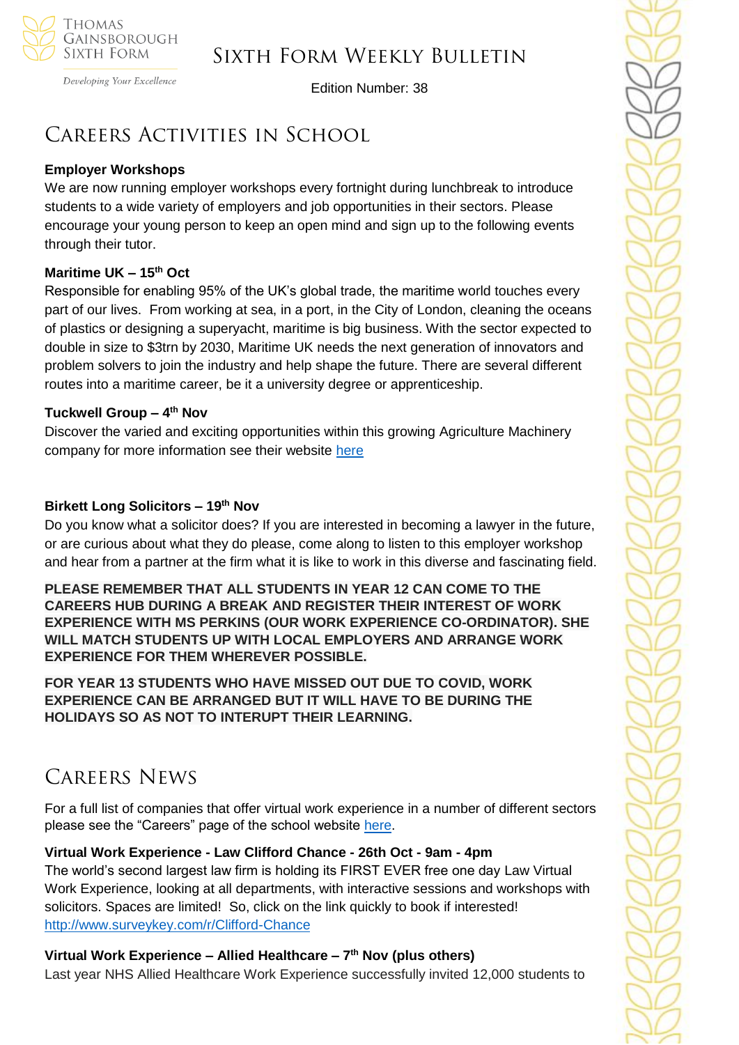## Careers Activities in School

**Employer Workshops**

We are now running employer workshops every fortnight during lunchbreak to introduce students to a wide variety of employers and job opportunities in their sectors. Please encourage your young person to keep an open mind and sign up to the following events through their tutor.

**Maritime UK – 15th Oct**

Responsible for enabling 95% of the UK's global trade, the maritime world touches every part of our lives. From working at sea, in a port, in the City of London, cleaning the oceans of plastics or designing a superyacht, maritime is big business. With the sector expected to double in size to $3trn by 2030, Maritime UK needs the next generation of innovators and problem solvers to join the industry and help shape the future. There are several different routes into a maritime career, be it a university degree or apprenticeship.

**Tuckwell Group – 4th Nov**

Discover the varied and exciting opportunities within this growing Agriculture Machinery company for more information see their website here

**Birkett Long Solicitors – 19th Nov**

Do you know what a solicitor does? If you are interested in becoming a lawyer in the future, or are curious about what they do please, come along to listen to this employer workshop and hear from a partner at the firm what it is like to work in this diverse and fascinating field.

**PLEASE REMEMBER THAT ALL STUDENTS IN YEAR 12 CAN COME TO THE CAREERS HUB DURING A BREAK AND REGISTER THEIR INTEREST OF WORK EXPERIENCE WITH MS PERKINS (OUR WORK EXPERIENCE CO-ORDINATOR). SHE WILL MATCH STUDENTS UP WITH LOCAL EMPLOYERS AND ARRANGE WORK EXPERIENCE FOR THEM WHEREVER POSSIBLE.**

**FOR YEAR 13 STUDENTS WHO HAVE MISSED OUT DUE TO COVID, WORK EXPERIENCE CAN BE ARRANGED BUT IT WILL HAVE TO BE DURING THE HOLIDAYS SO AS NOT TO INTERUPT THEIR LEARNING.**

## Careers News

For a full list of companies that offer virtual work experience in a number of different sectors please see the "Careers" page of the school website here.

**Virtual Work Experience - Law Clifford Chance - 26th Oct - 9am - 4pm**

The world's second largest law firm is holding its FIRST EVER free one day Law Virtual Work Experience, looking at all departments, with interactive sessions and workshops with solicitors. Spaces are limited! So, click on the link quickly to book if interested!
http://www.surveykey.com/r/Clifford-Chance

**Virtual Work Experience – Allied Healthcare – 7th Nov (plus others)**

Last year NHS Allied Healthcare Work Experience successfully invited 12,000 students to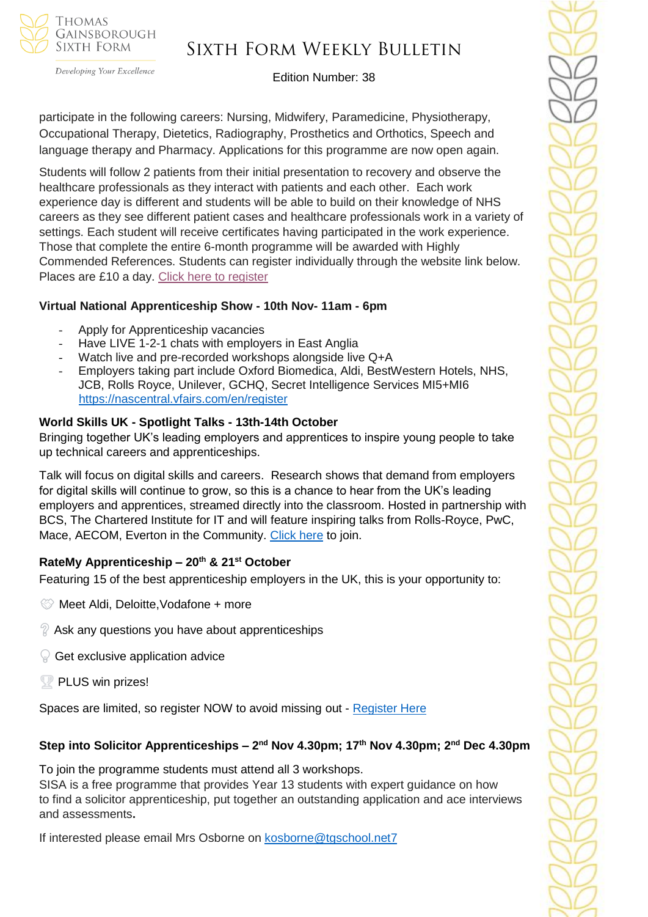participate in the following careers: Nursing, Midwifery, Paramedicine, Physiotherapy, Occupational Therapy, Dietetics, Radiography, Prosthetics and Orthotics, Speech and language therapy and Pharmacy. Applications for this programme are now open again.

Students will follow 2 patients from their initial presentation to recovery and observe the healthcare professionals as they interact with patients and each other. Each work experience day is different and students will be able to build on their knowledge of NHS careers as they see different patient cases and healthcare professionals work in a variety of settings. Each student will receive certificates having participated in the work experience. Those that complete the entire 6-month programme will be awarded with Highly Commended References. Students can register individually through the website link below. Places are £10 a day. Click here to register

**Virtual National Apprenticeship Show - 10th Nov- 11am - 6pm**

- Apply for Apprenticeship vacancies
- Have LIVE 1-2-1 chats with employers in East Anglia
- Watch live and pre-recorded workshops alongside live Q+A
- Employers taking part include Oxford Biomedica, Aldi, BestWestern Hotels, NHS, JCB, Rolls Royce, Unilever, GCHQ, Secret Intelligence Services MI5+MI6 https://nascentral.vfairs.com/en/register

**World Skills UK - Spotlight Talks - 13th-14th October**

Bringing together UK's leading employers and apprentices to inspire young people to take up technical careers and apprenticeships.

Talk will focus on digital skills and careers. Research shows that demand from employers for digital skills will continue to grow, so this is a chance to hear from the UK's leading employers and apprentices, streamed directly into the classroom. Hosted in partnership with BCS, The Chartered Institute for IT and will feature inspiring talks from Rolls-Royce, PwC, Mace, AECOM, Everton in the Community. Click here to join.

**RateMy Apprenticeship – 20th & 21st October**

Featuring 15 of the best apprenticeship employers in the UK, this is your opportunity to:

- Meet Aldi, Deloitte,Vodafone + more
- Ask any questions you have about apprenticeships
- Get exclusive application advice
- PLUS win prizes!

Spaces are limited, so register NOW to avoid missing out - Register Here

**Step into Solicitor Apprenticeships – 2nd Nov 4.30pm; 17th Nov 4.30pm; 2nd Dec 4.30pm**

To join the programme students must attend all 3 workshops.
SISA is a free programme that provides Year 13 students with expert guidance on how to find a solicitor apprenticeship, put together an outstanding application and ace interviews and assessments**.**

If interested please email Mrs Osborne on kosborne@tgschool.net7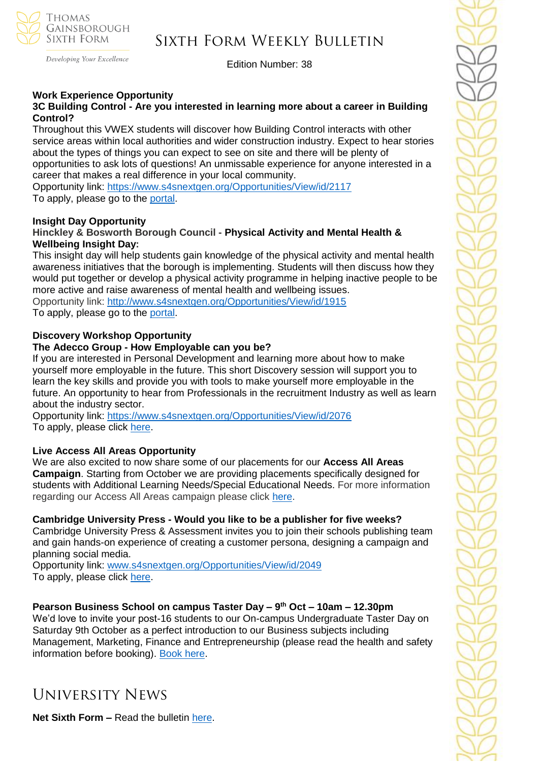**Work Experience Opportunity**

**3C Building Control - Are you interested in learning more about a career in Building Control?**

Throughout this VWEX students will discover how Building Control interacts with other service areas within local authorities and wider construction industry. Expect to hear stories about the types of things you can expect to see on site and there will be plenty of opportunities to ask lots of questions! An unmissable experience for anyone interested in a career that makes a real difference in your local community.

Opportunity link: https://www.s4snextgen.org/Opportunities/View/id/2117

To apply, please go to the portal.

**Insight Day Opportunity**

**Hinckley & Bosworth Borough Council - Physical Activity and Mental Health & Wellbeing Insight Day:**

This insight day will help students gain knowledge of the physical activity and mental health awareness initiatives that the borough is implementing. Students will then discuss how they would put together or develop a physical activity programme in helping inactive people to be more active and raise awareness of mental health and wellbeing issues.

Opportunity link: http://www.s4snextgen.org/Opportunities/View/id/1915

To apply, please go to the portal.

**Discovery Workshop Opportunity**

**The Adecco Group - How Employable can you be?**

If you are interested in Personal Development and learning more about how to make yourself more employable in the future. This short Discovery session will support you to learn the key skills and provide you with tools to make yourself more employable in the future. An opportunity to hear from Professionals in the recruitment Industry as well as learn about the industry sector.

Opportunity link: https://www.s4snextgen.org/Opportunities/View/id/2076

To apply, please click here.

**Live Access All Areas Opportunity**

We are also excited to now share some of our placements for our **Access All Areas Campaign**. Starting from October we are providing placements specifically designed for students with Additional Learning Needs/Special Educational Needs. For more information regarding our Access All Areas campaign please click here.

**Cambridge University Press - Would you like to be a publisher for five weeks?**

Cambridge University Press & Assessment invites you to join their schools publishing team and gain hands-on experience of creating a customer persona, designing a campaign and planning social media.

Opportunity link: www.s4snextgen.org/Opportunities/View/id/2049

To apply, please click here.

**Pearson Business School on campus Taster Day – 9th Oct – 10am – 12.30pm**

We'd love to invite your post-16 students to our On-campus Undergraduate Taster Day on Saturday 9th October as a perfect introduction to our Business subjects including Management, Marketing, Finance and Entrepreneurship (please read the health and safety information before booking). Book here.

# University News

**Net Sixth Form –** Read the bulletin here.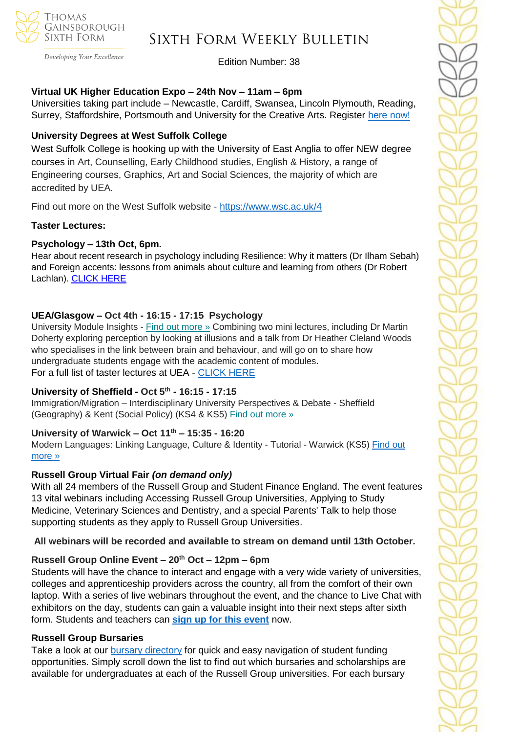**Virtual UK Higher Education Expo – 24th Nov – 11am – 6pm**

Universities taking part include – Newcastle, Cardiff, Swansea, Lincoln Plymouth, Reading, Surrey, Staffordshire, Portsmouth and University for the Creative Arts. Register here now!

**University Degrees at West Suffolk College**

West Suffolk College is hooking up with the University of East Anglia to offer NEW degree courses in Art, Counselling, Early Childhood studies, English & History, a range of Engineering courses, Graphics, Art and Social Sciences, the majority of which are accredited by UEA.

Find out more on the West Suffolk website - https://www.wsc.ac.uk/4

**Taster Lectures:**

**Psychology – 13th Oct, 6pm.**

Hear about recent research in psychology including Resilience: Why it matters (Dr Ilham Sebah) and Foreign accents: lessons from animals about culture and learning from others (Dr Robert Lachlan). CLICK HERE

**UEA/Glasgow – Oct 4th - 16:15 - 17:15 Psychology**

University Module Insights - Find out more » Combining two mini lectures, including Dr Martin Doherty exploring perception by looking at illusions and a talk from Dr Heather Cleland Woods who specialises in the link between brain and behaviour, and will go on to share how undergraduate students engage with the academic content of modules.

For a full list of taster lectures at UEA - CLICK HERE

**University of Sheffield - Oct 5th - 16:15 - 17:15**

Immigration/Migration – Interdisciplinary University Perspectives & Debate - Sheffield (Geography) & Kent (Social Policy) (KS4 & KS5) Find out more »

**University of Warwick – Oct 11th – 15:35 - 16:20**

Modern Languages: Linking Language, Culture & Identity - Tutorial - Warwick (KS5) Find out more »

**Russell Group Virtual Fair *(on demand only)***

With all 24 members of the Russell Group and Student Finance England. The event features 13 vital webinars including Accessing Russell Group Universities, Applying to Study Medicine, Veterinary Sciences and Dentistry, and a special Parents' Talk to help those supporting students as they apply to Russell Group Universities.

**All webinars will be recorded and available to stream on demand until 13th October.**

**Russell Group Online Event – 20th Oct – 12pm – 6pm**

Students will have the chance to interact and engage with a very wide variety of universities, colleges and apprenticeship providers across the country, all from the comfort of their own laptop. With a series of live webinars throughout the event, and the chance to Live Chat with exhibitors on the day, students can gain a valuable insight into their next steps after sixth form. Students and teachers can **sign up for this event** now.

**Russell Group Bursaries**

Take a look at our bursary directory for quick and easy navigation of student funding opportunities. Simply scroll down the list to find out which bursaries and scholarships are available for undergraduates at each of the Russell Group universities. For each bursary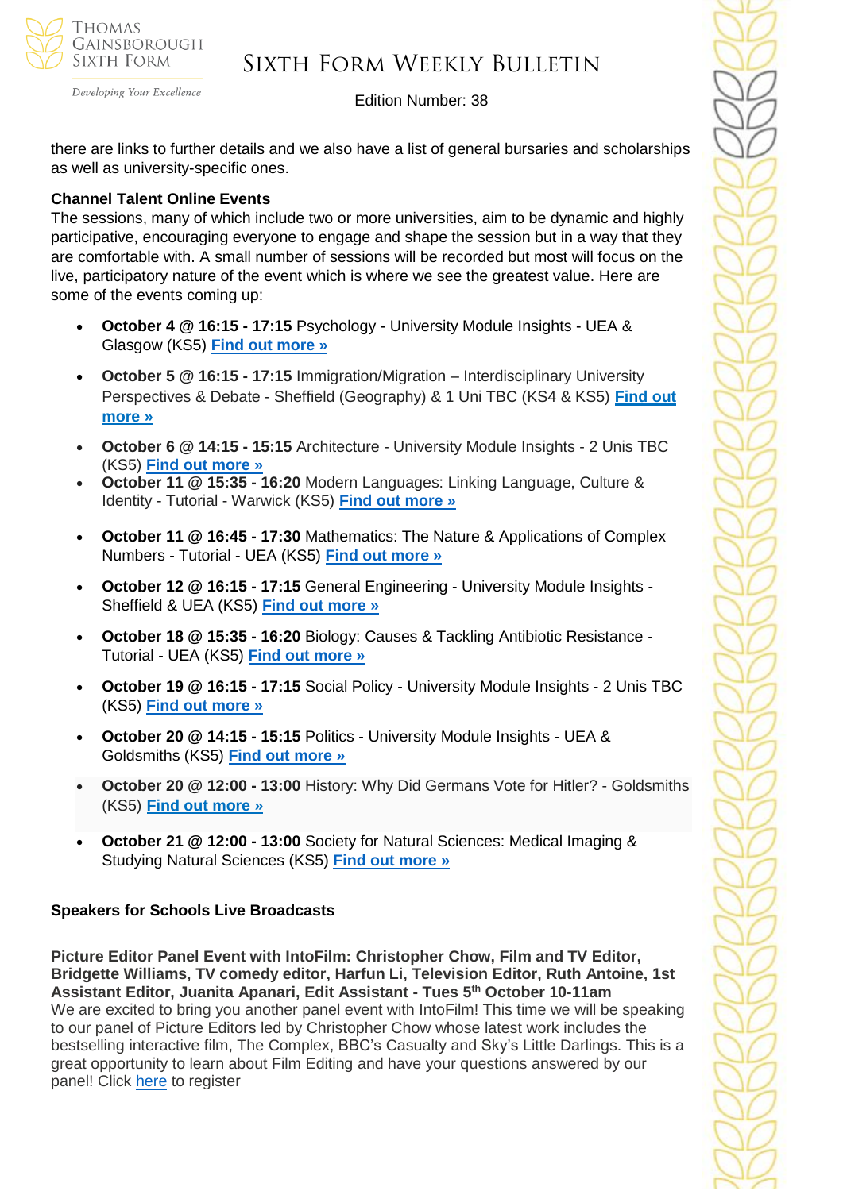there are links to further details and we also have a list of general bursaries and scholarships as well as university-specific ones.

**Channel Talent Online Events**

The sessions, many of which include two or more universities, aim to be dynamic and highly participative, encouraging everyone to engage and shape the session but in a way that they are comfortable with. A small number of sessions will be recorded but most will focus on the live, participatory nature of the event which is where we see the greatest value. Here are some of the events coming up:

- **October 4 @ 16:15 - 17:15** Psychology - University Module Insights - UEA & Glasgow (KS5) **Find out more »**
- **October 5 @ 16:15 - 17:15** Immigration/Migration – Interdisciplinary University Perspectives & Debate - Sheffield (Geography) & 1 Uni TBC (KS4 & KS5) **Find out more »**
- **October 6 @ 14:15 - 15:15** Architecture - University Module Insights - 2 Unis TBC (KS5) **Find out more »**
- **October 11 @ 15:35 - 16:20** Modern Languages: Linking Language, Culture & Identity - Tutorial - Warwick (KS5) **Find out more »**
- **October 11 @ 16:45 - 17:30** Mathematics: The Nature & Applications of Complex Numbers - Tutorial - UEA (KS5) **Find out more »**
- **October 12 @ 16:15 - 17:15** General Engineering - University Module Insights - Sheffield & UEA (KS5) **Find out more »**
- **October 18 @ 15:35 - 16:20** Biology: Causes & Tackling Antibiotic Resistance - Tutorial - UEA (KS5) **Find out more »**
- **October 19 @ 16:15 - 17:15** Social Policy - University Module Insights - 2 Unis TBC (KS5) **Find out more »**
- **October 20 @ 14:15 - 15:15** Politics - University Module Insights - UEA & Goldsmiths (KS5) **Find out more »**
- **October 20 @ 12:00 - 13:00** History: Why Did Germans Vote for Hitler? - Goldsmiths (KS5) **Find out more »**
- **October 21 @ 12:00 - 13:00** Society for Natural Sciences: Medical Imaging & Studying Natural Sciences (KS5) **Find out more »**

**Speakers for Schools Live Broadcasts**

**Picture Editor Panel Event with IntoFilm: Christopher Chow, Film and TV Editor, Bridgette Williams, TV comedy editor, Harfun Li, Television Editor, Ruth Antoine, 1st Assistant Editor, Juanita Apanari, Edit Assistant - Tues 5th October 10-11am**

We are excited to bring you another panel event with IntoFilm! This time we will be speaking to our panel of Picture Editors led by Christopher Chow whose latest work includes the bestselling interactive film, The Complex, BBC's Casualty and Sky's Little Darlings. This is a great opportunity to learn about Film Editing and have your questions answered by our panel! Click here to register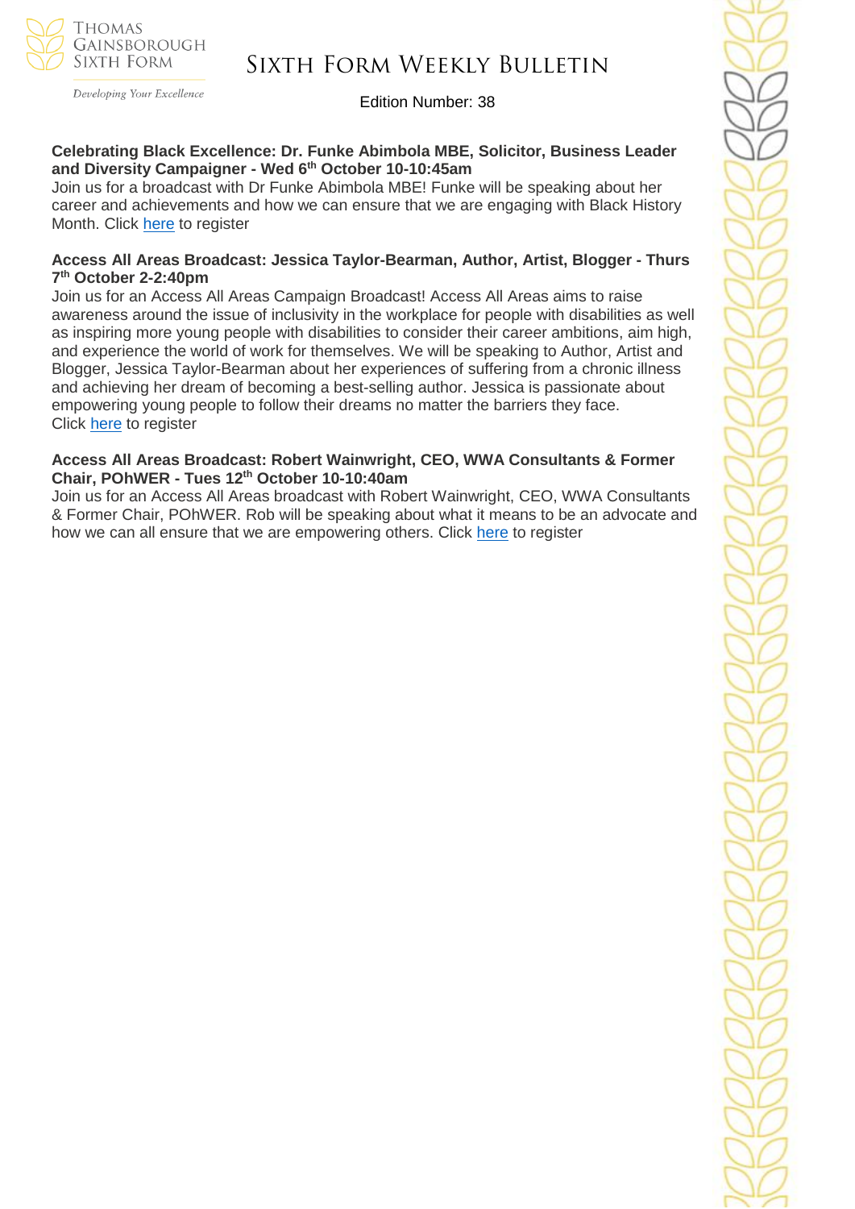**Celebrating Black Excellence: Dr. Funke Abimbola MBE, Solicitor, Business Leader and Diversity Campaigner - Wed 6th October 10-10:45am**

Join us for a broadcast with Dr Funke Abimbola MBE! Funke will be speaking about her career and achievements and how we can ensure that we are engaging with Black History Month. Click here to register

**Access All Areas Broadcast: Jessica Taylor-Bearman, Author, Artist, Blogger - Thurs 7th October 2-2:40pm**

Join us for an Access All Areas Campaign Broadcast! Access All Areas aims to raise awareness around the issue of inclusivity in the workplace for people with disabilities as well as inspiring more young people with disabilities to consider their career ambitions, aim high, and experience the world of work for themselves. We will be speaking to Author, Artist and Blogger, Jessica Taylor-Bearman about her experiences of suffering from a chronic illness and achieving her dream of becoming a best-selling author. Jessica is passionate about empowering young people to follow their dreams no matter the barriers they face.
Click here to register

**Access All Areas Broadcast: Robert Wainwright, CEO, WWA Consultants & Former Chair, POhWER - Tues 12th October 10-10:40am**

Join us for an Access All Areas broadcast with Robert Wainwright, CEO, WWA Consultants & Former Chair, POhWER. Rob will be speaking about what it means to be an advocate and how we can all ensure that we are empowering others. Click here to register